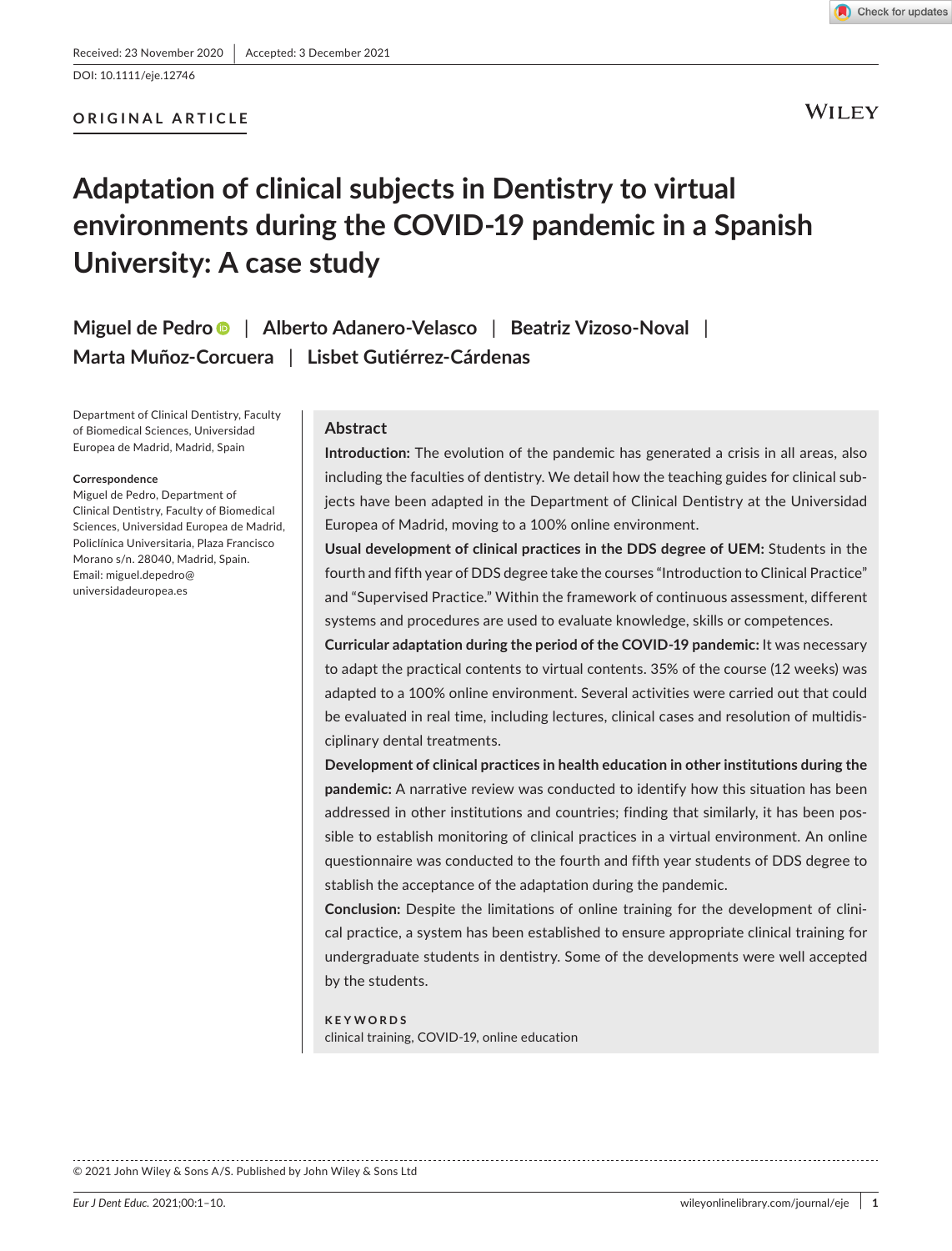Received: 23 November 2020 | Accepted: 3 December 2021

DOI: 10.1111/eje.12746

**ORIGINAL ARTICLE**

# Adaptation of clinical subjects in Dentistry to virtual environments during the COVID-19 pandemic in a Spanish University: A case study

**Miguel de Pedro** | **Alberto Adanero-Velasco** | **Beatriz Vizoso-Noval** | **Marta Muñoz-Corcuera** | **Lisbet Gutiérrez-Cárdenas**

Department of Clinical Dentistry, Faculty of Biomedical Sciences, Universidad Europea de Madrid, Madrid, Spain

**Correspondence**
Miguel de Pedro, Department of Clinical Dentistry, Faculty of Biomedical Sciences, Universidad Europea de Madrid, Policlínica Universitaria, Plaza Francisco Morano s/n. 28040, Madrid, Spain.
Email: miguel.depedro@universidadeuropea.es

## Abstract

**Introduction:** The evolution of the pandemic has generated a crisis in all areas, also including the faculties of dentistry. We detail how the teaching guides for clinical subjects have been adapted in the Department of Clinical Dentistry at the Universidad Europea of Madrid, moving to a 100% online environment.

**Usual development of clinical practices in the DDS degree of UEM:** Students in the fourth and fifth year of DDS degree take the courses "Introduction to Clinical Practice" and "Supervised Practice." Within the framework of continuous assessment, different systems and procedures are used to evaluate knowledge, skills or competences.

**Curricular adaptation during the period of the COVID-19 pandemic:** It was necessary to adapt the practical contents to virtual contents. 35% of the course (12 weeks) was adapted to a 100% online environment. Several activities were carried out that could be evaluated in real time, including lectures, clinical cases and resolution of multidisciplinary dental treatments.

**Development of clinical practices in health education in other institutions during the pandemic:** A narrative review was conducted to identify how this situation has been addressed in other institutions and countries; finding that similarly, it has been possible to establish monitoring of clinical practices in a virtual environment. An online questionnaire was conducted to the fourth and fifth year students of DDS degree to stablish the acceptance of the adaptation during the pandemic.

**Conclusion:** Despite the limitations of online training for the development of clinical practice, a system has been established to ensure appropriate clinical training for undergraduate students in dentistry. Some of the developments were well accepted by the students.

**KEYWORDS**
clinical training, COVID-19, online education

© 2021 John Wiley & Sons A/S. Published by John Wiley & Sons Ltd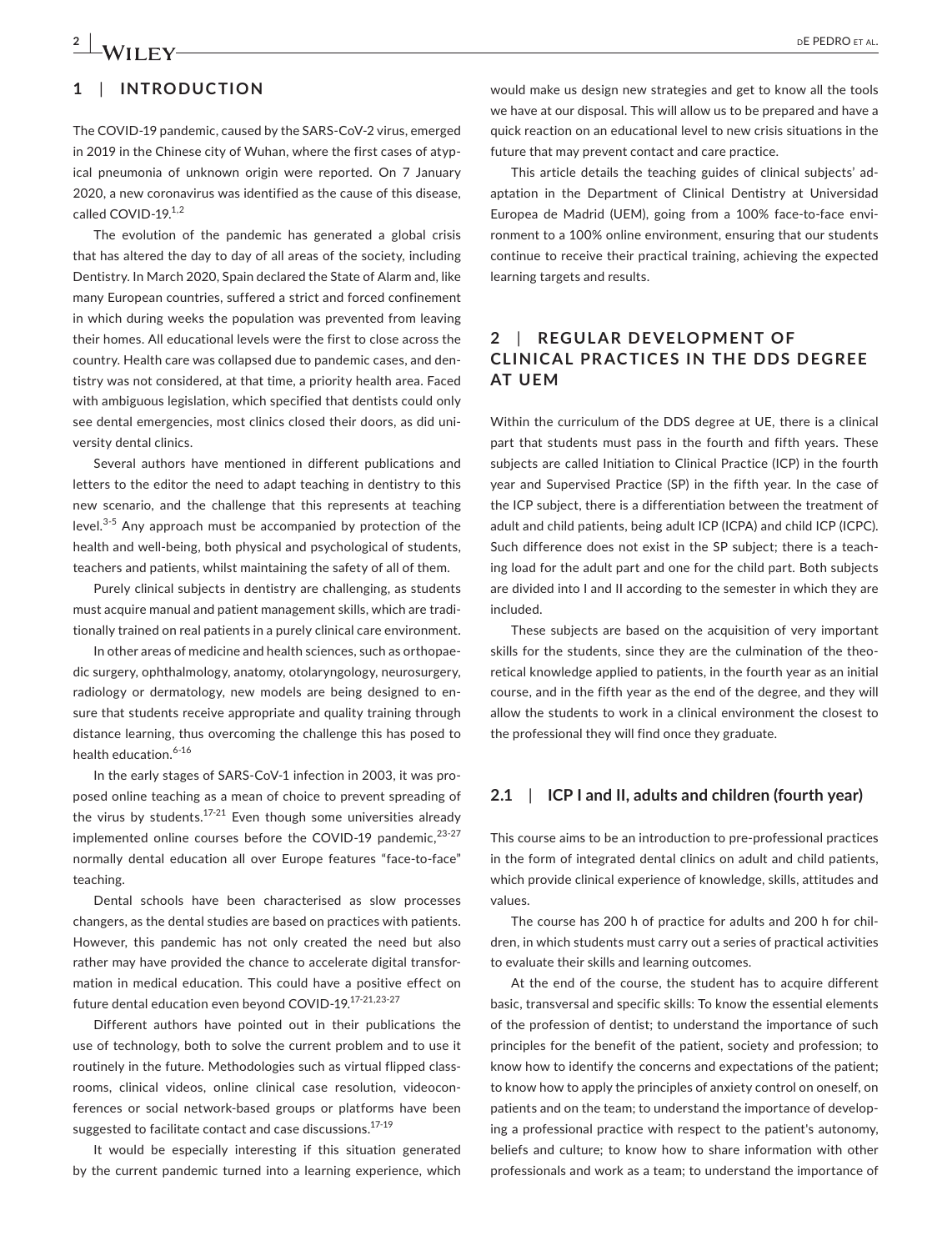## 1 | INTRODUCTION

The COVID-19 pandemic, caused by the SARS-CoV-2 virus, emerged in 2019 in the Chinese city of Wuhan, where the first cases of atypical pneumonia of unknown origin were reported. On 7 January 2020, a new coronavirus was identified as the cause of this disease, called COVID-19.[1,2]

The evolution of the pandemic has generated a global crisis that has altered the day to day of all areas of the society, including Dentistry. In March 2020, Spain declared the State of Alarm and, like many European countries, suffered a strict and forced confinement in which during weeks the population was prevented from leaving their homes. All educational levels were the first to close across the country. Health care was collapsed due to pandemic cases, and dentistry was not considered, at that time, a priority health area. Faced with ambiguous legislation, which specified that dentists could only see dental emergencies, most clinics closed their doors, as did university dental clinics.

Several authors have mentioned in different publications and letters to the editor the need to adapt teaching in dentistry to this new scenario, and the challenge that this represents at teaching level.[3-5] Any approach must be accompanied by protection of the health and well-being, both physical and psychological of students, teachers and patients, whilst maintaining the safety of all of them.

Purely clinical subjects in dentistry are challenging, as students must acquire manual and patient management skills, which are traditionally trained on real patients in a purely clinical care environment.

In other areas of medicine and health sciences, such as orthopaedic surgery, ophthalmology, anatomy, otolaryngology, neurosurgery, radiology or dermatology, new models are being designed to ensure that students receive appropriate and quality training through distance learning, thus overcoming the challenge this has posed to health education.[6-16]

In the early stages of SARS-CoV-1 infection in 2003, it was proposed online teaching as a mean of choice to prevent spreading of the virus by students.[17-21] Even though some universities already implemented online courses before the COVID-19 pandemic,[23-27] normally dental education all over Europe features "face-to-face" teaching.

Dental schools have been characterised as slow processes changers, as the dental studies are based on practices with patients. However, this pandemic has not only created the need but also rather may have provided the chance to accelerate digital transformation in medical education. This could have a positive effect on future dental education even beyond COVID-19.[17-21,23-27]

Different authors have pointed out in their publications the use of technology, both to solve the current problem and to use it routinely in the future. Methodologies such as virtual flipped classrooms, clinical videos, online clinical case resolution, videoconferences or social network-based groups or platforms have been suggested to facilitate contact and case discussions.[17-19]

It would be especially interesting if this situation generated by the current pandemic turned into a learning experience, which would make us design new strategies and get to know all the tools we have at our disposal. This will allow us to be prepared and have a quick reaction on an educational level to new crisis situations in the future that may prevent contact and care practice.

This article details the teaching guides of clinical subjects' adaptation in the Department of Clinical Dentistry at Universidad Europea de Madrid (UEM), going from a 100% face-to-face environment to a 100% online environment, ensuring that our students continue to receive their practical training, achieving the expected learning targets and results.

## 2 | REGULAR DEVELOPMENT OF CLINICAL PRACTICES IN THE DDS DEGREE AT UEM

Within the curriculum of the DDS degree at UE, there is a clinical part that students must pass in the fourth and fifth years. These subjects are called Initiation to Clinical Practice (ICP) in the fourth year and Supervised Practice (SP) in the fifth year. In the case of the ICP subject, there is a differentiation between the treatment of adult and child patients, being adult ICP (ICPA) and child ICP (ICPC). Such difference does not exist in the SP subject; there is a teaching load for the adult part and one for the child part. Both subjects are divided into I and II according to the semester in which they are included.

These subjects are based on the acquisition of very important skills for the students, since they are the culmination of the theoretical knowledge applied to patients, in the fourth year as an initial course, and in the fifth year as the end of the degree, and they will allow the students to work in a clinical environment the closest to the professional they will find once they graduate.

### 2.1 | ICP I and II, adults and children (fourth year)

This course aims to be an introduction to pre-professional practices in the form of integrated dental clinics on adult and child patients, which provide clinical experience of knowledge, skills, attitudes and values.

The course has 200 h of practice for adults and 200 h for children, in which students must carry out a series of practical activities to evaluate their skills and learning outcomes.

At the end of the course, the student has to acquire different basic, transversal and specific skills: To know the essential elements of the profession of dentist; to understand the importance of such principles for the benefit of the patient, society and profession; to know how to identify the concerns and expectations of the patient; to know how to apply the principles of anxiety control on oneself, on patients and on the team; to understand the importance of developing a professional practice with respect to the patient's autonomy, beliefs and culture; to know how to share information with other professionals and work as a team; to understand the importance of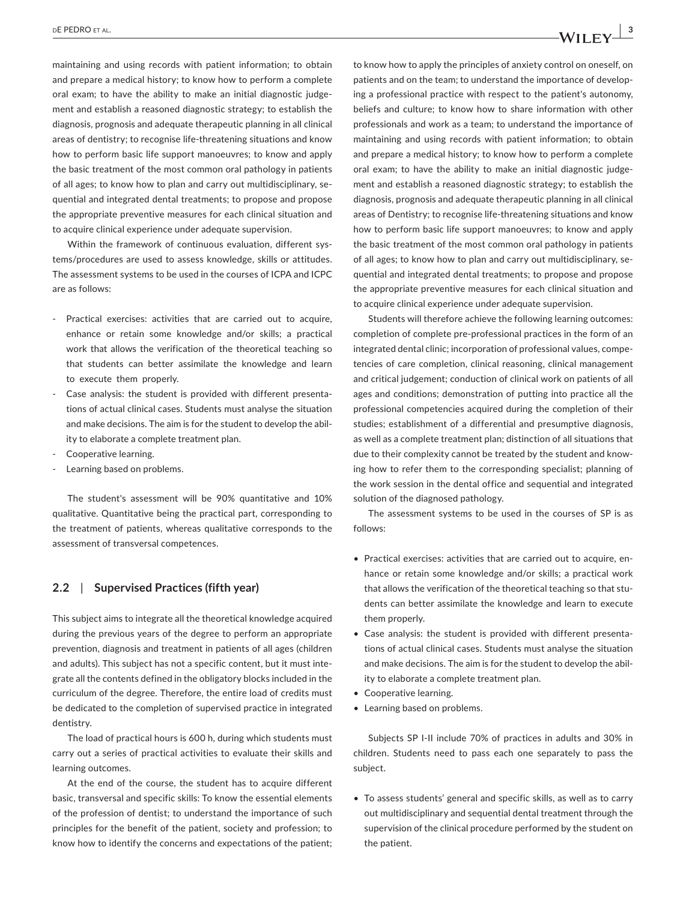maintaining and using records with patient information; to obtain and prepare a medical history; to know how to perform a complete oral exam; to have the ability to make an initial diagnostic judgement and establish a reasoned diagnostic strategy; to establish the diagnosis, prognosis and adequate therapeutic planning in all clinical areas of dentistry; to recognise life-threatening situations and know how to perform basic life support manoeuvres; to know and apply the basic treatment of the most common oral pathology in patients of all ages; to know how to plan and carry out multidisciplinary, sequential and integrated dental treatments; to propose and propose the appropriate preventive measures for each clinical situation and to acquire clinical experience under adequate supervision.

Within the framework of continuous evaluation, different systems/procedures are used to assess knowledge, skills or attitudes. The assessment systems to be used in the courses of ICPA and ICPC are as follows:

- Practical exercises: activities that are carried out to acquire, enhance or retain some knowledge and/or skills; a practical work that allows the verification of the theoretical teaching so that students can better assimilate the knowledge and learn to execute them properly.
- Case analysis: the student is provided with different presentations of actual clinical cases. Students must analyse the situation and make decisions. The aim is for the student to develop the ability to elaborate a complete treatment plan.
- Cooperative learning.
- Learning based on problems.

The student's assessment will be 90% quantitative and 10% qualitative. Quantitative being the practical part, corresponding to the treatment of patients, whereas qualitative corresponds to the assessment of transversal competences.

## 2.2 | Supervised Practices (fifth year)

This subject aims to integrate all the theoretical knowledge acquired during the previous years of the degree to perform an appropriate prevention, diagnosis and treatment in patients of all ages (children and adults). This subject has not a specific content, but it must integrate all the contents defined in the obligatory blocks included in the curriculum of the degree. Therefore, the entire load of credits must be dedicated to the completion of supervised practice in integrated dentistry.

The load of practical hours is 600 h, during which students must carry out a series of practical activities to evaluate their skills and learning outcomes.

At the end of the course, the student has to acquire different basic, transversal and specific skills: To know the essential elements of the profession of dentist; to understand the importance of such principles for the benefit of the patient, society and profession; to know how to identify the concerns and expectations of the patient; to know how to apply the principles of anxiety control on oneself, on patients and on the team; to understand the importance of developing a professional practice with respect to the patient's autonomy, beliefs and culture; to know how to share information with other professionals and work as a team; to understand the importance of maintaining and using records with patient information; to obtain and prepare a medical history; to know how to perform a complete oral exam; to have the ability to make an initial diagnostic judgement and establish a reasoned diagnostic strategy; to establish the diagnosis, prognosis and adequate therapeutic planning in all clinical areas of Dentistry; to recognise life-threatening situations and know how to perform basic life support manoeuvres; to know and apply the basic treatment of the most common oral pathology in patients of all ages; to know how to plan and carry out multidisciplinary, sequential and integrated dental treatments; to propose and propose the appropriate preventive measures for each clinical situation and to acquire clinical experience under adequate supervision.

Students will therefore achieve the following learning outcomes: completion of complete pre-professional practices in the form of an integrated dental clinic; incorporation of professional values, competencies of care completion, clinical reasoning, clinical management and critical judgement; conduction of clinical work on patients of all ages and conditions; demonstration of putting into practice all the professional competencies acquired during the completion of their studies; establishment of a differential and presumptive diagnosis, as well as a complete treatment plan; distinction of all situations that due to their complexity cannot be treated by the student and knowing how to refer them to the corresponding specialist; planning of the work session in the dental office and sequential and integrated solution of the diagnosed pathology.

The assessment systems to be used in the courses of SP is as follows:

- Practical exercises: activities that are carried out to acquire, enhance or retain some knowledge and/or skills; a practical work that allows the verification of the theoretical teaching so that students can better assimilate the knowledge and learn to execute them properly.
- Case analysis: the student is provided with different presentations of actual clinical cases. Students must analyse the situation and make decisions. The aim is for the student to develop the ability to elaborate a complete treatment plan.
- Cooperative learning.
- Learning based on problems.

Subjects SP I-II include 70% of practices in adults and 30% in children. Students need to pass each one separately to pass the subject.

- To assess students' general and specific skills, as well as to carry out multidisciplinary and sequential dental treatment through the supervision of the clinical procedure performed by the student on the patient.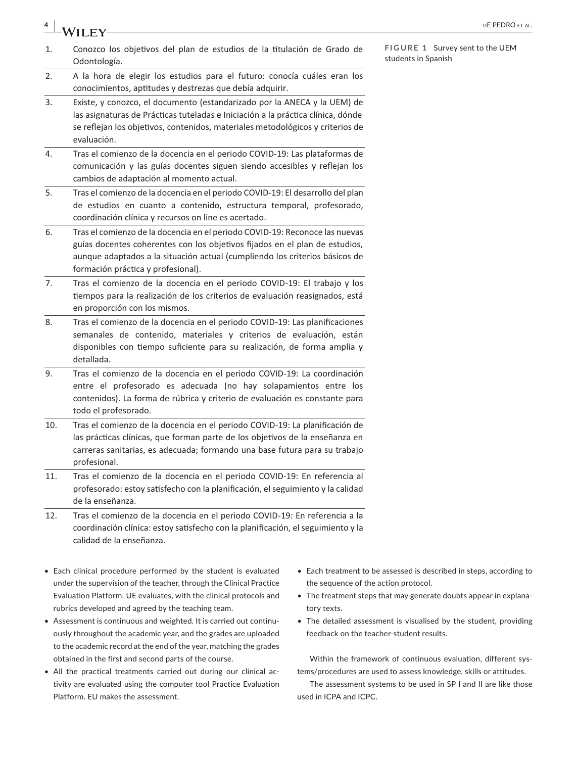| | |
|---|---|
| 1. | Conozco los objetivos del plan de estudios de la titulación de Grado de Odontología. |
| 2. | A la hora de elegir los estudios para el futuro: conocía cuáles eran los conocimientos, aptitudes y destrezas que debía adquirir. |
| 3. | Existe, y conozco, el documento (estandarizado por la ANECA y la UEM) de las asignaturas de Prácticas tuteladas e Iniciación a la práctica clínica, dónde se reflejan los objetivos, contenidos, materiales metodológicos y criterios de evaluación. |
| 4. | Tras el comienzo de la docencia en el periodo COVID-19: Las plataformas de comunicación y las guías docentes siguen siendo accesibles y reflejan los cambios de adaptación al momento actual. |
| 5. | Tras el comienzo de la docencia en el periodo COVID-19: El desarrollo del plan de estudios en cuanto a contenido, estructura temporal, profesorado, coordinación clínica y recursos on line es acertado. |
| 6. | Tras el comienzo de la docencia en el periodo COVID-19: Reconoce las nuevas guías docentes coherentes con los objetivos fijados en el plan de estudios, aunque adaptados a la situación actual (cumpliendo los criterios básicos de formación práctica y profesional). |
| 7. | Tras el comienzo de la docencia en el periodo COVID-19: El trabajo y los tiempos para la realización de los criterios de evaluación reasignados, está en proporción con los mismos. |
| 8. | Tras el comienzo de la docencia en el periodo COVID-19: Las planificaciones semanales de contenido, materiales y criterios de evaluación, están disponibles con tiempo suficiente para su realización, de forma amplia y detallada. |
| 9. | Tras el comienzo de la docencia en el periodo COVID-19: La coordinación entre el profesorado es adecuada (no hay solapamientos entre los contenidos). La forma de rúbrica y criterio de evaluación es constante para todo el profesorado. |
| 10. | Tras el comienzo de la docencia en el periodo COVID-19: La planificación de las prácticas clínicas, que forman parte de los objetivos de la enseñanza en carreras sanitarias, es adecuada; formando una base futura para su trabajo profesional. |
| 11. | Tras el comienzo de la docencia en el periodo COVID-19: En referencia al profesorado: estoy satisfecho con la planificación, el seguimiento y la calidad de la enseñanza. |
| 12. | Tras el comienzo de la docencia en el periodo COVID-19: En referencia a la coordinación clínica: estoy satisfecho con la planificación, el seguimiento y la calidad de la enseñanza. |

**FIGURE 1** Survey sent to the UEM students in Spanish

- Each clinical procedure performed by the student is evaluated under the supervision of the teacher, through the Clinical Practice Evaluation Platform. UE evaluates, with the clinical protocols and rubrics developed and agreed by the teaching team.
- Assessment is continuous and weighted. It is carried out continuously throughout the academic year, and the grades are uploaded to the academic record at the end of the year, matching the grades obtained in the first and second parts of the course.
- All the practical treatments carried out during our clinical activity are evaluated using the computer tool Practice Evaluation Platform. EU makes the assessment.
- Each treatment to be assessed is described in steps, according to the sequence of the action protocol.
- The treatment steps that may generate doubts appear in explanatory texts.
- The detailed assessment is visualised by the student, providing feedback on the teacher-student results.

Within the framework of continuous evaluation, different systems/procedures are used to assess knowledge, skills or attitudes.

The assessment systems to be used in SP I and II are like those used in ICPA and ICPC.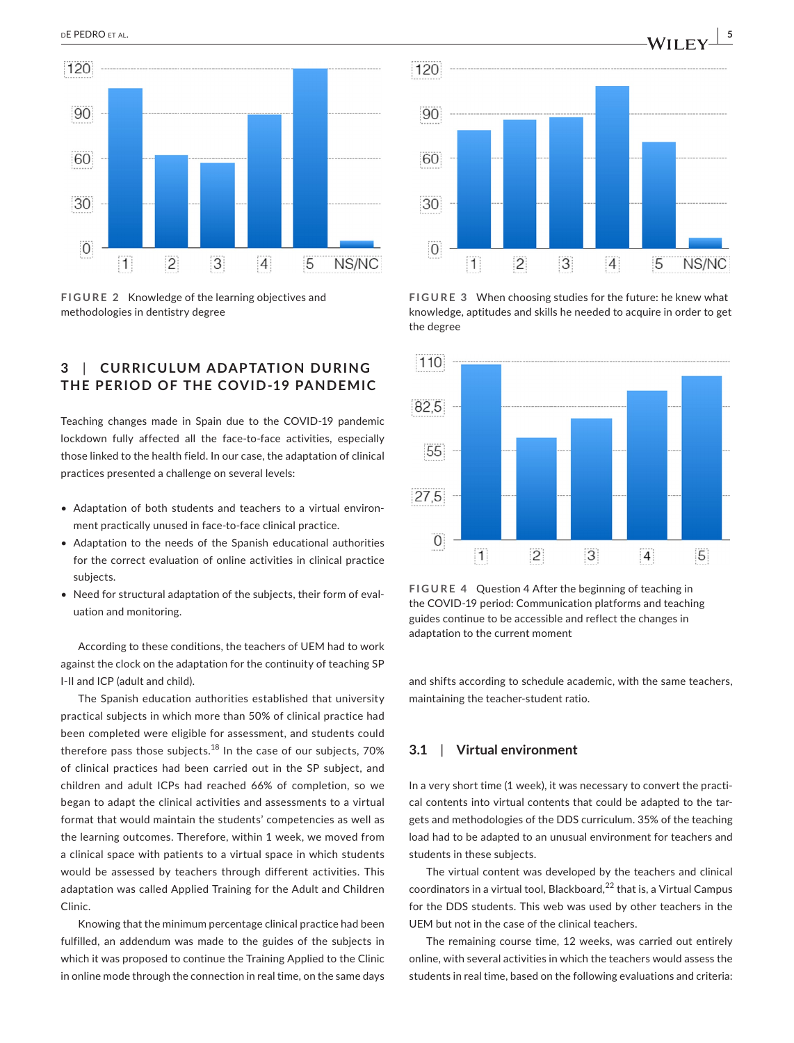FIGURE 2 Knowledge of the learning objectives and methodologies in dentistry degree

FIGURE 3 When choosing studies for the future: he knew what knowledge, aptitudes and skills he needed to acquire in order to get the degree

FIGURE 4 Question 4 After the beginning of teaching in the COVID-19 period: Communication platforms and teaching guides continue to be accessible and reflect the changes in adaptation to the current moment

## 3 | CURRICULUM ADAPTATION DURING THE PERIOD OF THE COVID-19 PANDEMIC

Teaching changes made in Spain due to the COVID-19 pandemic lockdown fully affected all the face-to-face activities, especially those linked to the health field. In our case, the adaptation of clinical practices presented a challenge on several levels:

- Adaptation of both students and teachers to a virtual environment practically unused in face-to-face clinical practice.
- Adaptation to the needs of the Spanish educational authorities for the correct evaluation of online activities in clinical practice subjects.
- Need for structural adaptation of the subjects, their form of evaluation and monitoring.

According to these conditions, the teachers of UEM had to work against the clock on the adaptation for the continuity of teaching SP I-II and ICP (adult and child).

The Spanish education authorities established that university practical subjects in which more than 50% of clinical practice had been completed were eligible for assessment, and students could therefore pass those subjects.[18] In the case of our subjects, 70% of clinical practices had been carried out in the SP subject, and children and adult ICPs had reached 66% of completion, so we began to adapt the clinical activities and assessments to a virtual format that would maintain the students' competencies as well as the learning outcomes. Therefore, within 1 week, we moved from a clinical space with patients to a virtual space in which students would be assessed by teachers through different activities. This adaptation was called Applied Training for the Adult and Children Clinic.

Knowing that the minimum percentage clinical practice had been fulfilled, an addendum was made to the guides of the subjects in which it was proposed to continue the Training Applied to the Clinic in online mode through the connection in real time, on the same days and shifts according to schedule academic, with the same teachers, maintaining the teacher-student ratio.

### 3.1 | Virtual environment

In a very short time (1 week), it was necessary to convert the practical contents into virtual contents that could be adapted to the targets and methodologies of the DDS curriculum. 35% of the teaching load had to be adapted to an unusual environment for teachers and students in these subjects.

The virtual content was developed by the teachers and clinical coordinators in a virtual tool, Blackboard,[22] that is, a Virtual Campus for the DDS students. This web was used by other teachers in the UEM but not in the case of the clinical teachers.

The remaining course time, 12 weeks, was carried out entirely online, with several activities in which the teachers would assess the students in real time, based on the following evaluations and criteria: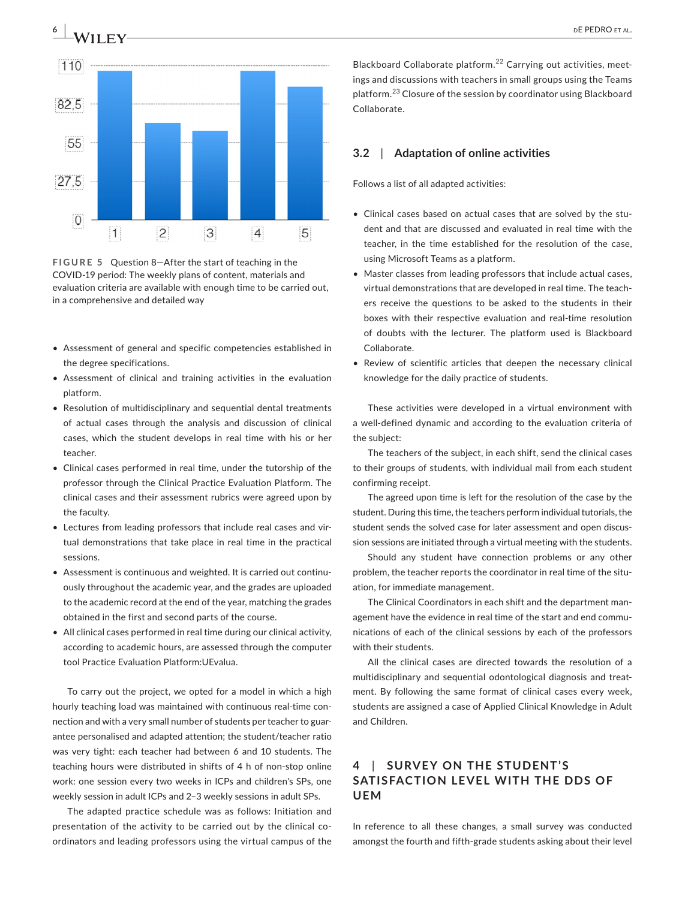FIGURE 5 Question 8—After the start of teaching in the COVID-19 period: The weekly plans of content, materials and evaluation criteria are available with enough time to be carried out, in a comprehensive and detailed way

- Assessment of general and specific competencies established in the degree specifications.
- Assessment of clinical and training activities in the evaluation platform.
- Resolution of multidisciplinary and sequential dental treatments of actual cases through the analysis and discussion of clinical cases, which the student develops in real time with his or her teacher.
- Clinical cases performed in real time, under the tutorship of the professor through the Clinical Practice Evaluation Platform. The clinical cases and their assessment rubrics were agreed upon by the faculty.
- Lectures from leading professors that include real cases and virtual demonstrations that take place in real time in the practical sessions.
- Assessment is continuous and weighted. It is carried out continuously throughout the academic year, and the grades are uploaded to the academic record at the end of the year, matching the grades obtained in the first and second parts of the course.
- All clinical cases performed in real time during our clinical activity, according to academic hours, are assessed through the computer tool Practice Evaluation Platform:UEvalua.

To carry out the project, we opted for a model in which a high hourly teaching load was maintained with continuous real-time connection and with a very small number of students per teacher to guarantee personalised and adapted attention; the student/teacher ratio was very tight: each teacher had between 6 and 10 students. The teaching hours were distributed in shifts of 4 h of non-stop online work: one session every two weeks in ICPs and children's SPs, one weekly session in adult ICPs and 2–3 weekly sessions in adult SPs.

The adapted practice schedule was as follows: Initiation and presentation of the activity to be carried out by the clinical coordinators and leading professors using the virtual campus of the Blackboard Collaborate platform.[22] Carrying out activities, meetings and discussions with teachers in small groups using the Teams platform.[23] Closure of the session by coordinator using Blackboard Collaborate.

## 3.2 | Adaptation of online activities

Follows a list of all adapted activities:

- Clinical cases based on actual cases that are solved by the student and that are discussed and evaluated in real time with the teacher, in the time established for the resolution of the case, using Microsoft Teams as a platform.
- Master classes from leading professors that include actual cases, virtual demonstrations that are developed in real time. The teachers receive the questions to be asked to the students in their boxes with their respective evaluation and real-time resolution of doubts with the lecturer. The platform used is Blackboard Collaborate.
- Review of scientific articles that deepen the necessary clinical knowledge for the daily practice of students.

These activities were developed in a virtual environment with a well-defined dynamic and according to the evaluation criteria of the subject:

The teachers of the subject, in each shift, send the clinical cases to their groups of students, with individual mail from each student confirming receipt.

The agreed upon time is left for the resolution of the case by the student. During this time, the teachers perform individual tutorials, the student sends the solved case for later assessment and open discussion sessions are initiated through a virtual meeting with the students.

Should any student have connection problems or any other problem, the teacher reports the coordinator in real time of the situation, for immediate management.

The Clinical Coordinators in each shift and the department management have the evidence in real time of the start and end communications of each of the clinical sessions by each of the professors with their students.

All the clinical cases are directed towards the resolution of a multidisciplinary and sequential odontological diagnosis and treatment. By following the same format of clinical cases every week, students are assigned a case of Applied Clinical Knowledge in Adult and Children.

# 4 | SURVEY ON THE STUDENT'S SATISFACTION LEVEL WITH THE DDS OF UEM

In reference to all these changes, a small survey was conducted amongst the fourth and fifth-grade students asking about their level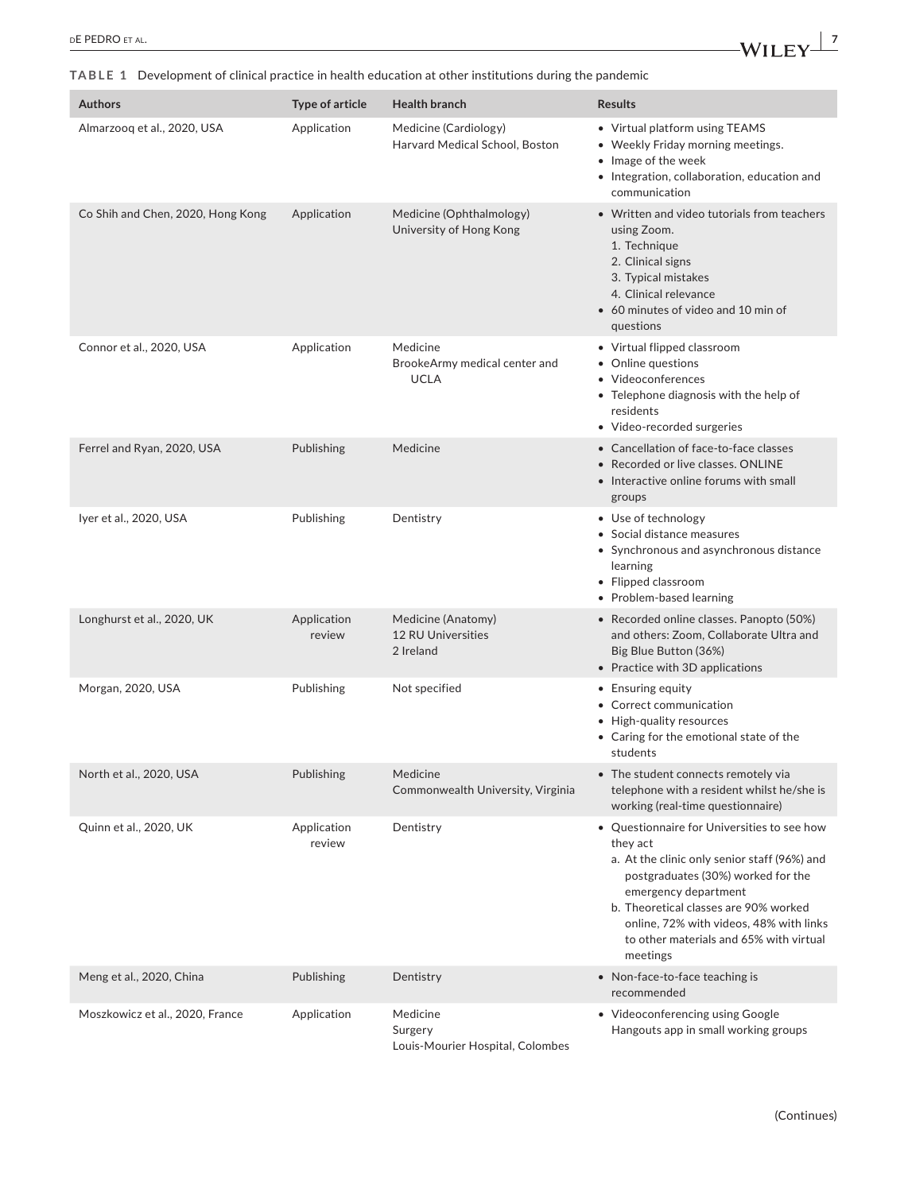**TABLE 1** Development of clinical practice in health education at other institutions during the pandemic

| Authors | Type of article | Health branch | Results |
|---|---|---|---|
| Almarzooq et al., 2020, USA | Application | Medicine (Cardiology)<br>Harvard Medical School, Boston | • Virtual platform using TEAMS<br>• Weekly Friday morning meetings.<br>• Image of the week<br>• Integration, collaboration, education and communication |
| Co Shih and Chen, 2020, Hong Kong | Application | Medicine (Ophthalmology)<br>University of Hong Kong | • Written and video tutorials from teachers using Zoom.<br>1. Technique<br>2. Clinical signs<br>3. Typical mistakes<br>4. Clinical relevance<br>• 60 minutes of video and 10 min of questions |
| Connor et al., 2020, USA | Application | Medicine<br>BrookeArmy medical center and UCLA | • Virtual flipped classroom<br>• Online questions<br>• Videoconferences<br>• Telephone diagnosis with the help of residents<br>• Video-recorded surgeries |
| Ferrel and Ryan, 2020, USA | Publishing | Medicine | • Cancellation of face-to-face classes<br>• Recorded or live classes. ONLINE<br>• Interactive online forums with small groups |
| Iyer et al., 2020, USA | Publishing | Dentistry | • Use of technology<br>• Social distance measures<br>• Synchronous and asynchronous distance learning<br>• Flipped classroom<br>• Problem-based learning |
| Longhurst et al., 2020, UK | Application review | Medicine (Anatomy)<br>12 RU Universities<br>2 Ireland | • Recorded online classes. Panopto (50%) and others: Zoom, Collaborate Ultra and Big Blue Button (36%)<br>• Practice with 3D applications |
| Morgan, 2020, USA | Publishing | Not specified | • Ensuring equity<br>• Correct communication<br>• High-quality resources<br>• Caring for the emotional state of the students |
| North et al., 2020, USA | Publishing | Medicine<br>Commonwealth University, Virginia | • The student connects remotely via telephone with a resident whilst he/she is working (real-time questionnaire) |
| Quinn et al., 2020, UK | Application review | Dentistry | • Questionnaire for Universities to see how they act<br>a. At the clinic only senior staff (96%) and postgraduates (30%) worked for the emergency department<br>b. Theoretical classes are 90% worked online, 72% with videos, 48% with links to other materials and 65% with virtual meetings |
| Meng et al., 2020, China | Publishing | Dentistry | • Non-face-to-face teaching is recommended |
| Moszkowicz et al., 2020, France | Application | Medicine<br>Surgery<br>Louis-Mourier Hospital, Colombes | • Videoconferencing using Google Hangouts app in small working groups |

(Continues)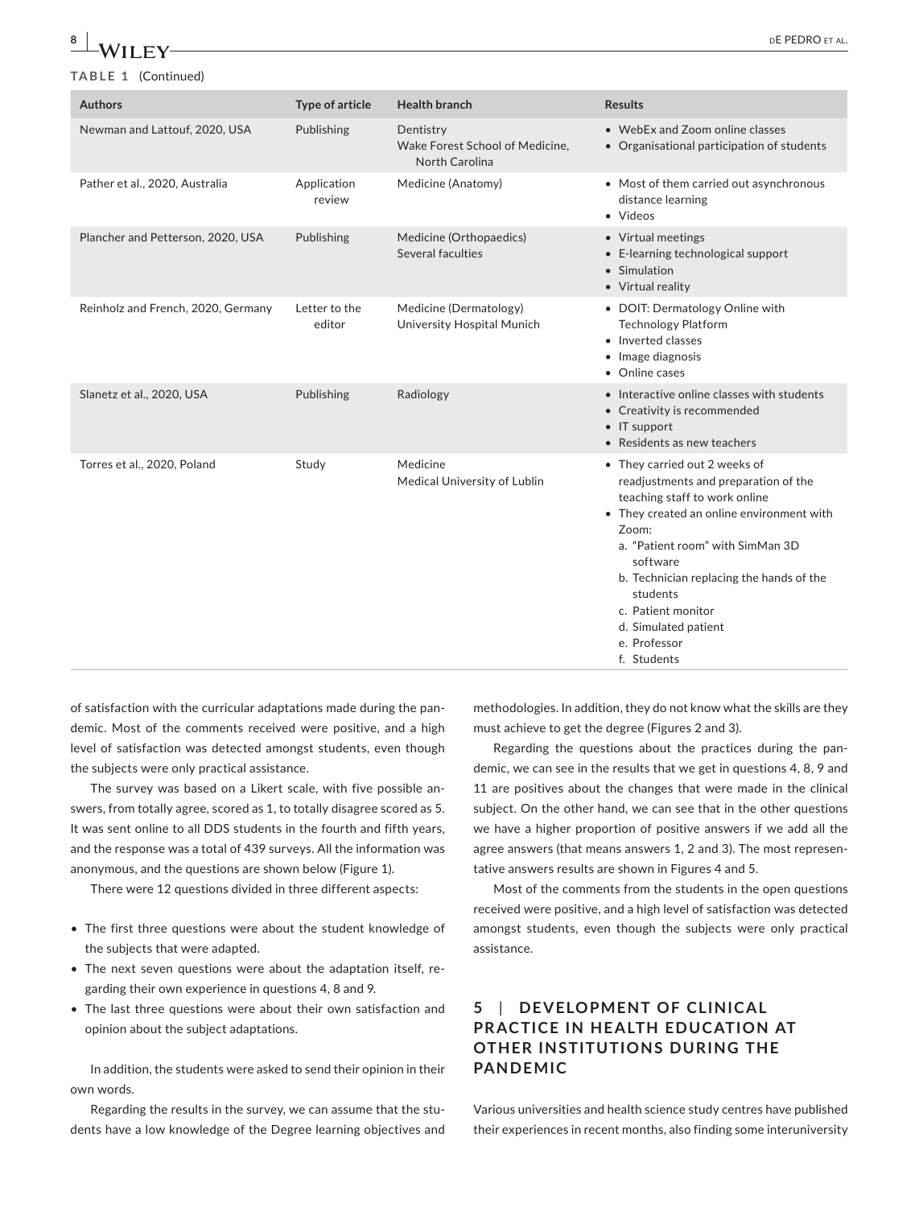**TABLE 1** (Continued)

| Authors | Type of article | Health branch | Results |
|---|---|---|---|
| Newman and Lattouf, 2020, USA | Publishing | Dentistry<br>Wake Forest School of Medicine, North Carolina | • WebEx and Zoom online classes<br>• Organisational participation of students |
| Pather et al., 2020, Australia | Application review | Medicine (Anatomy) | • Most of them carried out asynchronous distance learning<br>• Videos |
| Plancher and Petterson, 2020, USA | Publishing | Medicine (Orthopaedics)<br>Several faculties | • Virtual meetings<br>• E-learning technological support<br>• Simulation<br>• Virtual reality |
| Reinholz and French, 2020, Germany | Letter to the editor | Medicine (Dermatology)<br>University Hospital Munich | • DOIT: Dermatology Online with Technology Platform<br>• Inverted classes<br>• Image diagnosis<br>• Online cases |
| Slanetz et al., 2020, USA | Publishing | Radiology | • Interactive online classes with students<br>• Creativity is recommended<br>• IT support<br>• Residents as new teachers |
| Torres et al., 2020, Poland | Study | Medicine<br>Medical University of Lublin | • They carried out 2 weeks of readjustments and preparation of the teaching staff to work online<br>• They created an online environment with Zoom:<br>a. "Patient room" with SimMan 3D software<br>b. Technician replacing the hands of the students<br>c. Patient monitor<br>d. Simulated patient<br>e. Professor<br>f. Students |

of satisfaction with the curricular adaptations made during the pandemic. Most of the comments received were positive, and a high level of satisfaction was detected amongst students, even though the subjects were only practical assistance.

The survey was based on a Likert scale, with five possible answers, from totally agree, scored as 1, to totally disagree scored as 5. It was sent online to all DDS students in the fourth and fifth years, and the response was a total of 439 surveys. All the information was anonymous, and the questions are shown below (Figure 1).

There were 12 questions divided in three different aspects:

- The first three questions were about the student knowledge of the subjects that were adapted.
- The next seven questions were about the adaptation itself, regarding their own experience in questions 4, 8 and 9.
- The last three questions were about their own satisfaction and opinion about the subject adaptations.

In addition, the students were asked to send their opinion in their own words.

Regarding the results in the survey, we can assume that the students have a low knowledge of the Degree learning objectives and methodologies. In addition, they do not know what the skills are they must achieve to get the degree (Figures 2 and 3).

Regarding the questions about the practices during the pandemic, we can see in the results that we get in questions 4, 8, 9 and 11 are positives about the changes that were made in the clinical subject. On the other hand, we can see that in the other questions we have a higher proportion of positive answers if we add all the agree answers (that means answers 1, 2 and 3). The most representative answers results are shown in Figures 4 and 5.

Most of the comments from the students in the open questions received were positive, and a high level of satisfaction was detected amongst students, even though the subjects were only practical assistance.

## 5 | DEVELOPMENT OF CLINICAL PRACTICE IN HEALTH EDUCATION AT OTHER INSTITUTIONS DURING THE PANDEMIC

Various universities and health science study centres have published their experiences in recent months, also finding some interuniversity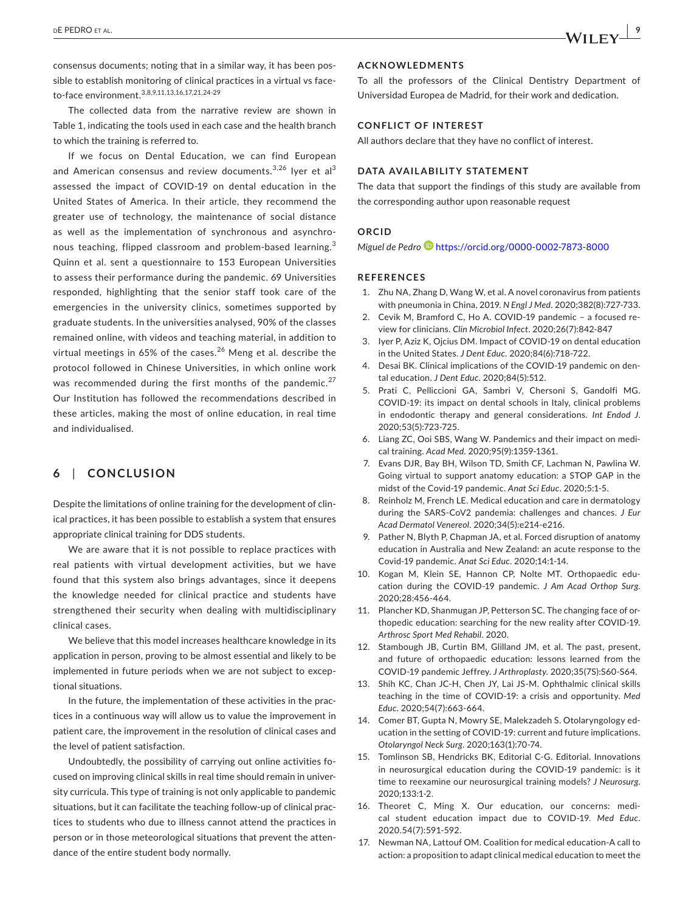consensus documents; noting that in a similar way, it has been possible to establish monitoring of clinical practices in a virtual vs face-to-face environment.[3,8,9,11,13,16,17,21,24-29]

The collected data from the narrative review are shown in Table 1, indicating the tools used in each case and the health branch to which the training is referred to.

If we focus on Dental Education, we can find European and American consensus and review documents.[3,26] Iyer et al[3] assessed the impact of COVID-19 on dental education in the United States of America. In their article, they recommend the greater use of technology, the maintenance of social distance as well as the implementation of synchronous and asynchronous teaching, flipped classroom and problem-based learning.[3] Quinn et al. sent a questionnaire to 153 European Universities to assess their performance during the pandemic. 69 Universities responded, highlighting that the senior staff took care of the emergencies in the university clinics, sometimes supported by graduate students. In the universities analysed, 90% of the classes remained online, with videos and teaching material, in addition to virtual meetings in 65% of the cases.[26] Meng et al. describe the protocol followed in Chinese Universities, in which online work was recommended during the first months of the pandemic.[27] Our Institution has followed the recommendations described in these articles, making the most of online education, in real time and individualised.

## 6 | CONCLUSION

Despite the limitations of online training for the development of clinical practices, it has been possible to establish a system that ensures appropriate clinical training for DDS students.

We are aware that it is not possible to replace practices with real patients with virtual development activities, but we have found that this system also brings advantages, since it deepens the knowledge needed for clinical practice and students have strengthened their security when dealing with multidisciplinary clinical cases.

We believe that this model increases healthcare knowledge in its application in person, proving to be almost essential and likely to be implemented in future periods when we are not subject to exceptional situations.

In the future, the implementation of these activities in the practices in a continuous way will allow us to value the improvement in patient care, the improvement in the resolution of clinical cases and the level of patient satisfaction.

Undoubtedly, the possibility of carrying out online activities focused on improving clinical skills in real time should remain in university curricula. This type of training is not only applicable to pandemic situations, but it can facilitate the teaching follow-up of clinical practices to students who due to illness cannot attend the practices in person or in those meteorological situations that prevent the attendance of the entire student body normally.

### ACKNOWLEDGMENTS

To all the professors of the Clinical Dentistry Department of Universidad Europea de Madrid, for their work and dedication.

### CONFLICT OF INTEREST

All authors declare that they have no conflict of interest.

### DATA AVAILABILITY STATEMENT

The data that support the findings of this study are available from the corresponding author upon reasonable request

### ORCID

*Miguel de Pedro* https://orcid.org/0000-0002-7873-8000

### REFERENCES

1. Zhu NA, Zhang D, Wang W, et al. A novel coronavirus from patients with pneumonia in China, 2019. *N Engl J Med*. 2020;382(8):727-733.
2. Cevik M, Bramford C, Ho A. COVID-19 pandemic – a focused review for clinicians. *Clin Microbiol Infect*. 2020;26(7):842-847
3. Iyer P, Aziz K, Ojcius DM. Impact of COVID-19 on dental education in the United States. *J Dent Educ*. 2020;84(6):718-722.
4. Desai BK. Clinical implications of the COVID-19 pandemic on dental education. *J Dent Educ*. 2020;84(5):512.
5. Prati C, Pelliccioni GA, Sambri V, Chersoni S, Gandolfi MG. COVID-19: its impact on dental schools in Italy, clinical problems in endodontic therapy and general considerations. *Int Endod J*. 2020;53(5):723-725.
6. Liang ZC, Ooi SBS, Wang W. Pandemics and their impact on medical training. *Acad Med*. 2020;95(9):1359-1361.
7. Evans DJR, Bay BH, Wilson TD, Smith CF, Lachman N, Pawlina W. Going virtual to support anatomy education: a STOP GAP in the midst of the Covid-19 pandemic. *Anat Sci Educ*. 2020;5:1-5.
8. Reinholz M, French LE. Medical education and care in dermatology during the SARS-CoV2 pandemia: challenges and chances. *J Eur Acad Dermatol Venereol*. 2020;34(5):e214-e216.
9. Pather N, Blyth P, Chapman JA, et al. Forced disruption of anatomy education in Australia and New Zealand: an acute response to the Covid-19 pandemic. *Anat Sci Educ*. 2020;14:1-14.
10. Kogan M, Klein SE, Hannon CP, Nolte MT. Orthopaedic education during the COVID-19 pandemic. *J Am Acad Orthop Surg*. 2020;28:456-464.
11. Plancher KD, Shanmugan JP, Petterson SC. The changing face of orthopedic education: searching for the new reality after COVID-19. *Arthrosc Sport Med Rehabil*. 2020.
12. Stambough JB, Curtin BM, Glilland JM, et al. The past, present, and future of orthopaedic education: lessons learned from the COVID-19 pandemic Jeffrey. *J Arthroplasty*. 2020;35(7S):S60-S64.
13. Shih KC, Chan JC-H, Chen JY, Lai JS-M. Ophthalmic clinical skills teaching in the time of COVID-19: a crisis and opportunity. *Med Educ*. 2020;54(7):663-664.
14. Comer BT, Gupta N, Mowry SE, Malekzadeh S. Otolaryngology education in the setting of COVID-19: current and future implications. *Otolaryngol Neck Surg*. 2020;163(1):70-74.
15. Tomlinson SB, Hendricks BK, Editorial C-G. Editorial. Innovations in neurosurgical education during the COVID-19 pandemic: is it time to reexamine our neurosurgical training models? *J Neurosurg*. 2020;133:1-2.
16. Theoret C, Ming X. Our education, our concerns: medical student education impact due to COVID-19. *Med Educ*. 2020.54(7):591-592.
17. Newman NA, Lattouf OM. Coalition for medical education-A call to action: a proposition to adapt clinical medical education to meet the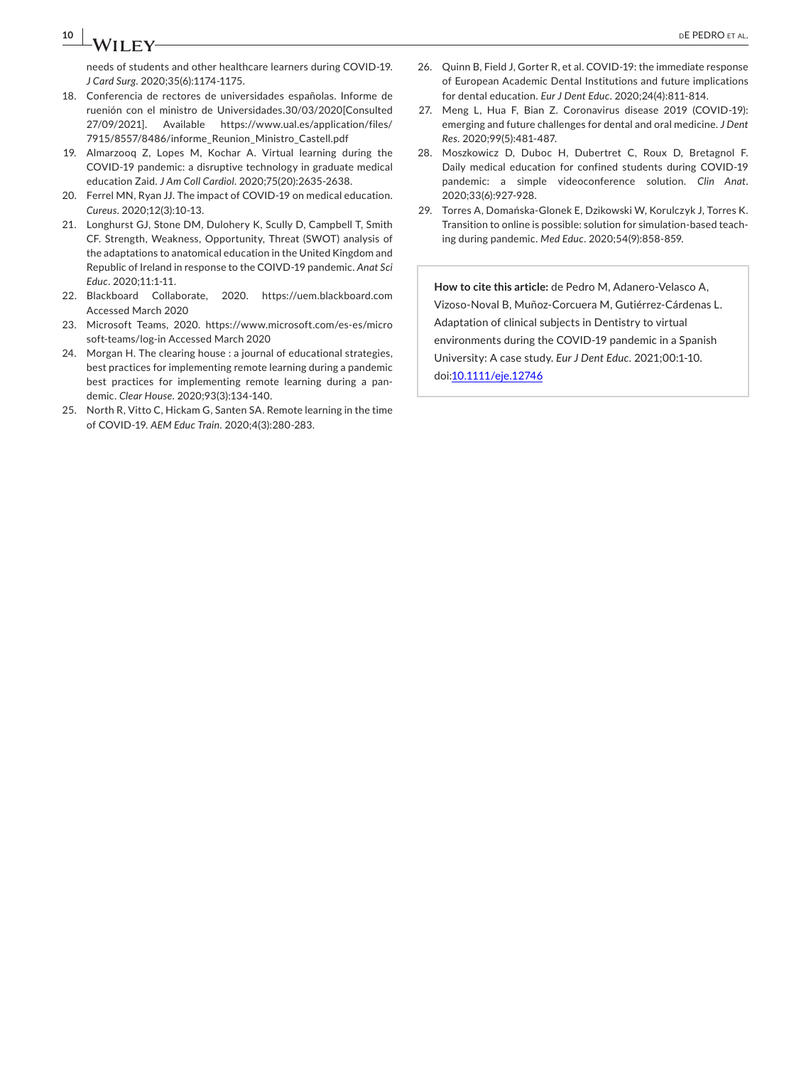needs of students and other healthcare learners during COVID-19. *J Card Surg*. 2020;35(6):1174-1175.

18. Conferencia de rectores de universidades españolas. Informe de ruenión con el ministro de Universidades.30/03/2020[Consulted 27/09/2021]. Available https://www.ual.es/application/files/7915/8557/8486/informe_Reunion_Ministro_Castell.pdf
19. Almarzooq Z, Lopes M, Kochar A. Virtual learning during the COVID-19 pandemic: a disruptive technology in graduate medical education Zaid. *J Am Coll Cardiol*. 2020;75(20):2635-2638.
20. Ferrel MN, Ryan JJ. The impact of COVID-19 on medical education. *Cureus*. 2020;12(3):10-13.
21. Longhurst GJ, Stone DM, Dulohery K, Scully D, Campbell T, Smith CF. Strength, Weakness, Opportunity, Threat (SWOT) analysis of the adaptations to anatomical education in the United Kingdom and Republic of Ireland in response to the COIVD-19 pandemic. *Anat Sci Educ*. 2020;11:1-11.
22. Blackboard Collaborate, 2020. https://uem.blackboard.com Accessed March 2020
23. Microsoft Teams, 2020. https://www.microsoft.com/es-es/microsoft-teams/log-in Accessed March 2020
24. Morgan H. The clearing house : a journal of educational strategies, best practices for implementing remote learning during a pandemic best practices for implementing remote learning during a pandemic. *Clear House*. 2020;93(3):134-140.
25. North R, Vitto C, Hickam G, Santen SA. Remote learning in the time of COVID-19. *AEM Educ Train*. 2020;4(3):280-283.
26. Quinn B, Field J, Gorter R, et al. COVID-19: the immediate response of European Academic Dental Institutions and future implications for dental education. *Eur J Dent Educ*. 2020;24(4):811-814.
27. Meng L, Hua F, Bian Z. Coronavirus disease 2019 (COVID-19): emerging and future challenges for dental and oral medicine. *J Dent Res*. 2020;99(5):481-487.
28. Moszkowicz D, Duboc H, Dubertret C, Roux D, Bretagnol F. Daily medical education for confined students during COVID-19 pandemic: a simple videoconference solution. *Clin Anat*. 2020;33(6):927-928.
29. Torres A, Domańska-Glonek E, Dzikowski W, Korulczyk J, Torres K. Transition to online is possible: solution for simulation-based teaching during pandemic. *Med Educ*. 2020;54(9):858-859.

**How to cite this article:** de Pedro M, Adanero-Velasco A, Vizoso-Noval B, Muñoz-Corcuera M, Gutiérrez-Cárdenas L. Adaptation of clinical subjects in Dentistry to virtual environments during the COVID-19 pandemic in a Spanish University: A case study. *Eur J Dent Educ*. 2021;00:1-10. doi:10.1111/eje.12746